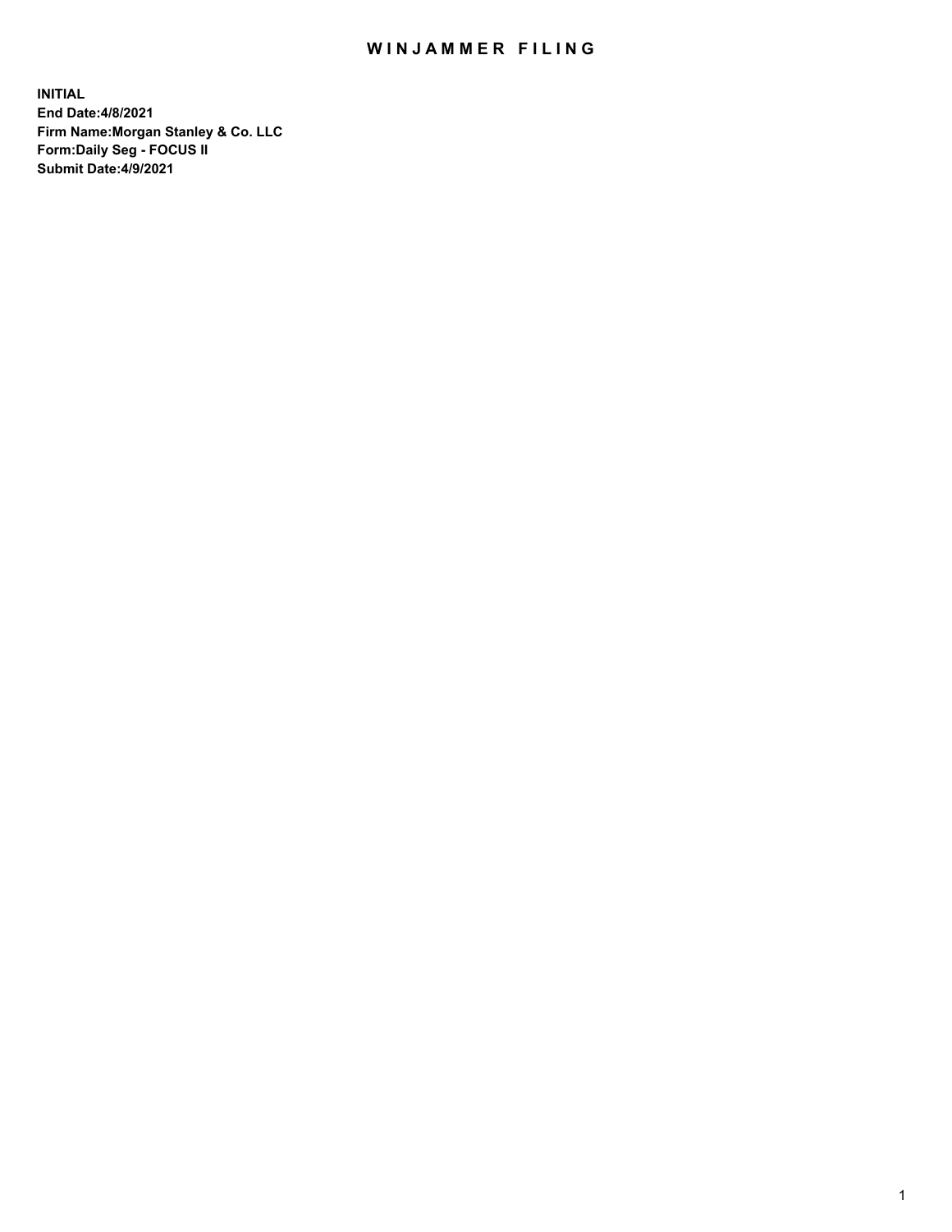# WINJAMMER FILING

**INITIAL**
**End Date:4/8/2021**
**Firm Name:Morgan Stanley & Co. LLC**
**Form:Daily Seg - FOCUS II**
**Submit Date:4/9/2021**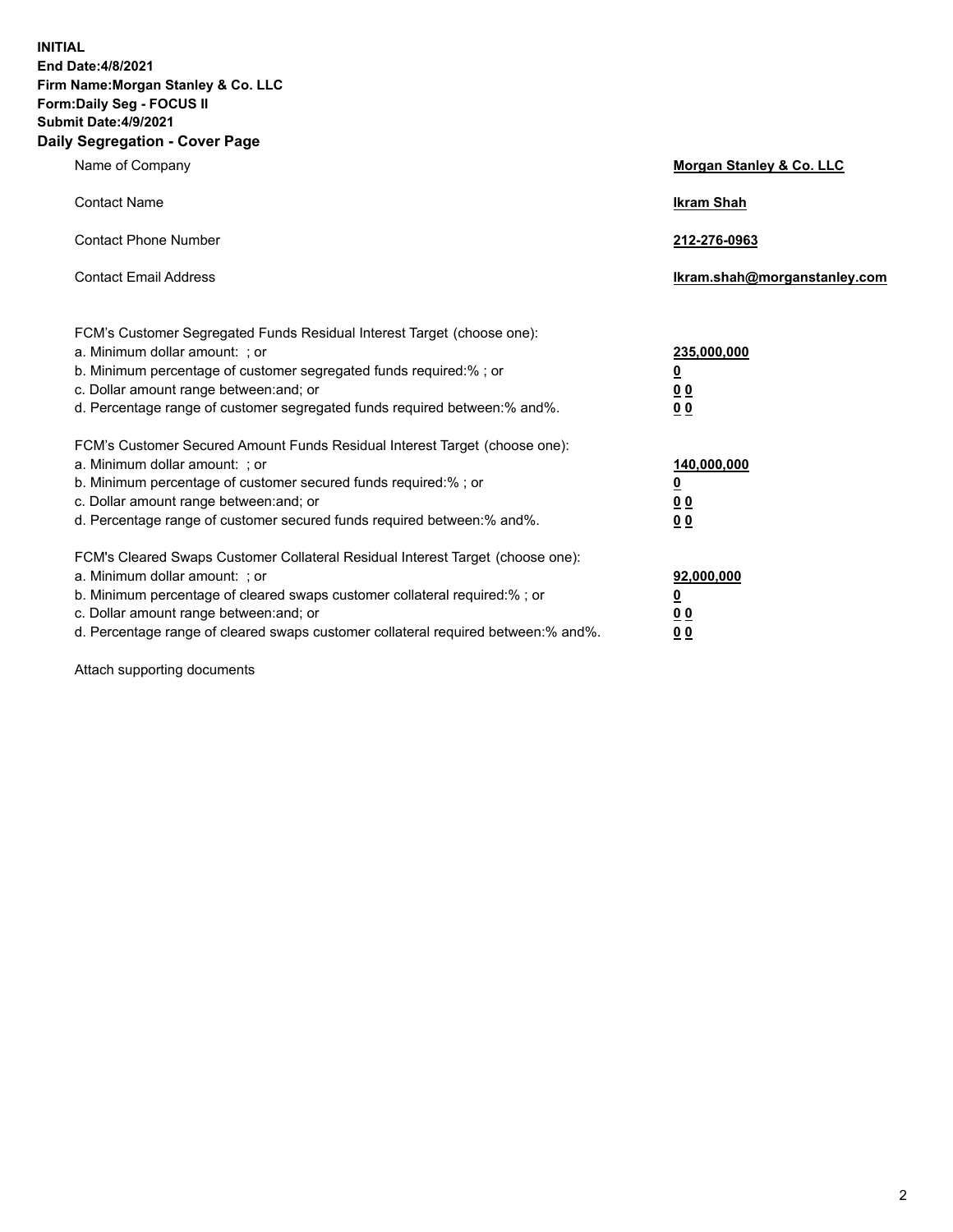**INITIAL**
**End Date:4/8/2021**
**Firm Name:Morgan Stanley & Co. LLC**
**Form:Daily Seg - FOCUS II**
**Submit Date:4/9/2021**

## Daily Segregation - Cover Page

| | |
|---|---|
| Name of Company | **Morgan Stanley & Co. LLC** |
| Contact Name | **Ikram Shah** |
| Contact Phone Number | **212-276-0963** |
| Contact Email Address | **Ikram.shah@morganstanley.com** |

| | |
|---|---|
| FCM's Customer Segregated Funds Residual Interest Target (choose one): | |
| a. Minimum dollar amount: ; or | **235,000,000** |
| b. Minimum percentage of customer segregated funds required:% ; or | **0** |
| c. Dollar amount range between:and; or | **0 0** |
| d. Percentage range of customer segregated funds required between:% and%. | **0 0** |
| FCM's Customer Secured Amount Funds Residual Interest Target (choose one): | |
| a. Minimum dollar amount: ; or | **140,000,000** |
| b. Minimum percentage of customer secured funds required:% ; or | **0** |
| c. Dollar amount range between:and; or | **0 0** |
| d. Percentage range of customer secured funds required between:% and%. | **0 0** |
| FCM's Cleared Swaps Customer Collateral Residual Interest Target (choose one): | |
| a. Minimum dollar amount: ; or | **92,000,000** |
| b. Minimum percentage of cleared swaps customer collateral required:% ; or | **0** |
| c. Dollar amount range between:and; or | **0 0** |
| d. Percentage range of cleared swaps customer collateral required between:% and%. | **0 0** |

Attach supporting documents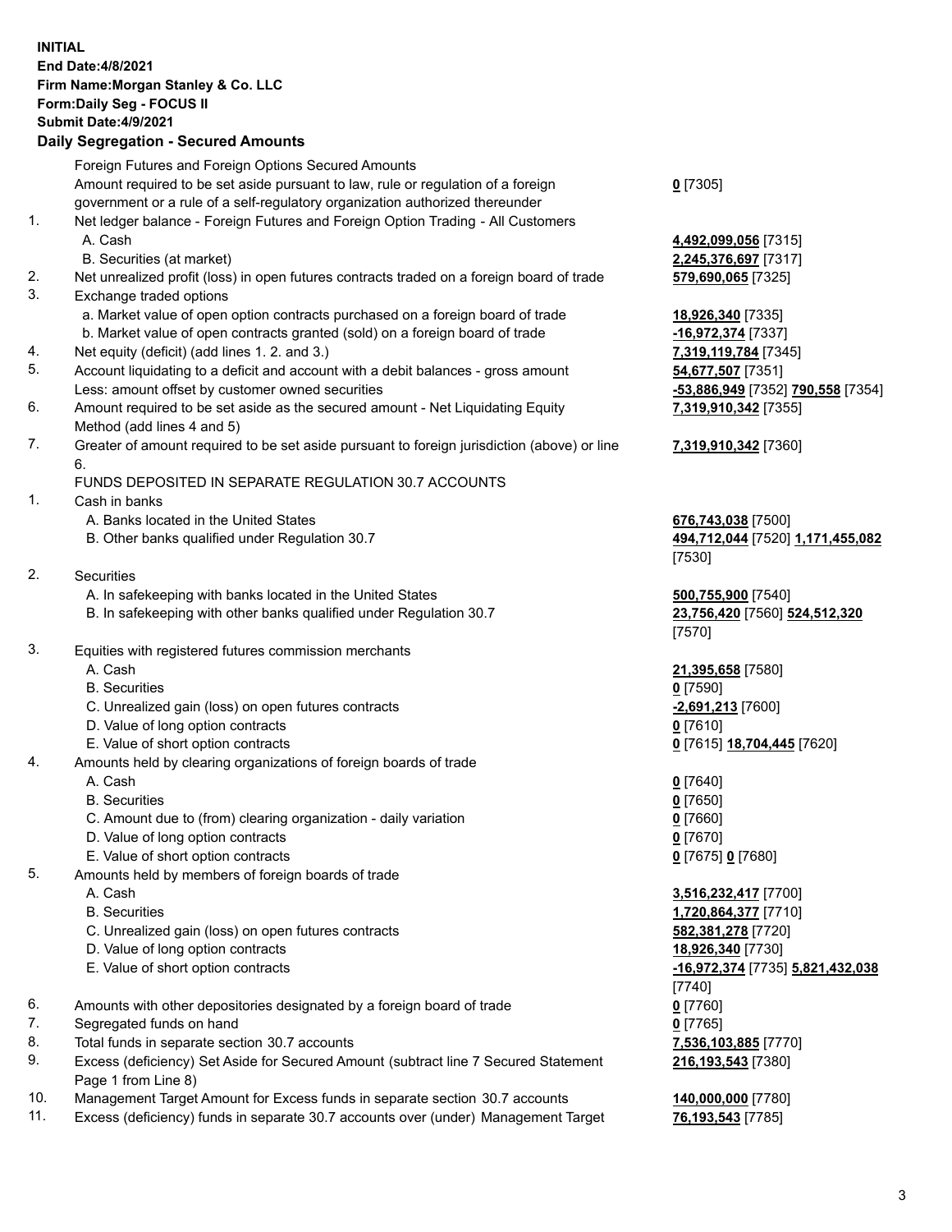**INITIAL**
**End Date:4/8/2021**
**Firm Name:Morgan Stanley & Co. LLC**
**Form:Daily Seg - FOCUS II**
**Submit Date:4/9/2021**

### Daily Segregation - Secured Amounts

| | | |
|---|---|---|
| | Foreign Futures and Foreign Options Secured Amounts | |
| | Amount required to be set aside pursuant to law, rule or regulation of a foreign government or a rule of a self-regulatory organization authorized thereunder | **0** [7305] |
| 1. | Net ledger balance - Foreign Futures and Foreign Option Trading - All Customers | |
| | A. Cash | **4,492,099,056** [7315] |
| | B. Securities (at market) | **2,245,376,697** [7317] |
| 2. | Net unrealized profit (loss) in open futures contracts traded on a foreign board of trade | **579,690,065** [7325] |
| 3. | Exchange traded options | |
| | a. Market value of open option contracts purchased on a foreign board of trade | **18,926,340** [7335] |
| | b. Market value of open contracts granted (sold) on a foreign board of trade | **-16,972,374** [7337] |
| 4. | Net equity (deficit) (add lines 1. 2. and 3.) | **7,319,119,784** [7345] |
| 5. | Account liquidating to a deficit and account with a debit balances - gross amount | **54,677,507** [7351] |
| | Less: amount offset by customer owned securities | **-53,886,949** [7352] **790,558** [7354] |
| 6. | Amount required to be set aside as the secured amount - Net Liquidating Equity Method (add lines 4 and 5) | **7,319,910,342** [7355] |
| 7. | Greater of amount required to be set aside pursuant to foreign jurisdiction (above) or line 6. | **7,319,910,342** [7360] |
| | FUNDS DEPOSITED IN SEPARATE REGULATION 30.7 ACCOUNTS | |
| 1. | Cash in banks | |
| | A. Banks located in the United States | **676,743,038** [7500] |
| | B. Other banks qualified under Regulation 30.7 | **494,712,044** [7520] **1,171,455,082** [7530] |
| 2. | Securities | |
| | A. In safekeeping with banks located in the United States | **500,755,900** [7540] |
| | B. In safekeeping with other banks qualified under Regulation 30.7 | **23,756,420** [7560] **524,512,320** [7570] |
| 3. | Equities with registered futures commission merchants | |
| | A. Cash | **21,395,658** [7580] |
| | B. Securities | **0** [7590] |
| | C. Unrealized gain (loss) on open futures contracts | **-2,691,213** [7600] |
| | D. Value of long option contracts | **0** [7610] |
| | E. Value of short option contracts | **0** [7615] **18,704,445** [7620] |
| 4. | Amounts held by clearing organizations of foreign boards of trade | |
| | A. Cash | **0** [7640] |
| | B. Securities | **0** [7650] |
| | C. Amount due to (from) clearing organization - daily variation | **0** [7660] |
| | D. Value of long option contracts | **0** [7670] |
| | E. Value of short option contracts | **0** [7675] **0** [7680] |
| 5. | Amounts held by members of foreign boards of trade | |
| | A. Cash | **3,516,232,417** [7700] |
| | B. Securities | **1,720,864,377** [7710] |
| | C. Unrealized gain (loss) on open futures contracts | **582,381,278** [7720] |
| | D. Value of long option contracts | **18,926,340** [7730] |
| | E. Value of short option contracts | **-16,972,374** [7735] **5,821,432,038** [7740] |
| 6. | Amounts with other depositories designated by a foreign board of trade | **0** [7760] |
| 7. | Segregated funds on hand | **0** [7765] |
| 8. | Total funds in separate section 30.7 accounts | **7,536,103,885** [7770] |
| 9. | Excess (deficiency) Set Aside for Secured Amount (subtract line 7 Secured Statement Page 1 from Line 8) | **216,193,543** [7380] |
| 10. | Management Target Amount for Excess funds in separate section 30.7 accounts | **140,000,000** [7780] |
| 11. | Excess (deficiency) funds in separate 30.7 accounts over (under) Management Target | **76,193,543** [7785] |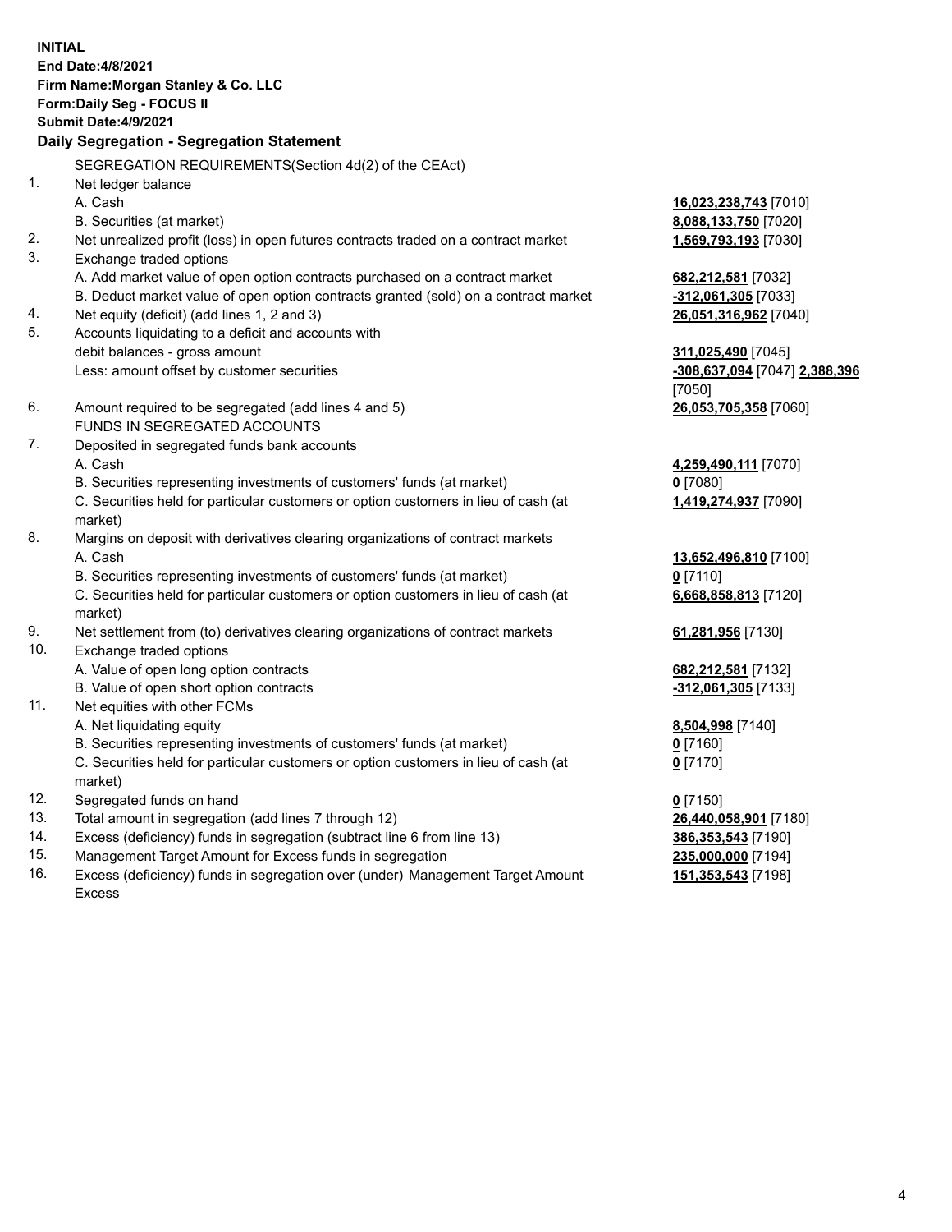**INITIAL**
**End Date:4/8/2021**
**Firm Name:Morgan Stanley & Co. LLC**
**Form:Daily Seg - FOCUS II**
**Submit Date:4/9/2021**

## Daily Segregation - Segregation Statement

SEGREGATION REQUIREMENTS(Section 4d(2) of the CEAct)

| | | |
|---|---|---|
| 1. | Net ledger balance | |
| | A. Cash | **16,023,238,743** [7010] |
| | B. Securities (at market) | **8,088,133,750** [7020] |
| 2. | Net unrealized profit (loss) in open futures contracts traded on a contract market | **1,569,793,193** [7030] |
| 3. | Exchange traded options | |
| | A. Add market value of open option contracts purchased on a contract market | **682,212,581** [7032] |
| | B. Deduct market value of open option contracts granted (sold) on a contract market | **-312,061,305** [7033] |
| 4. | Net equity (deficit) (add lines 1, 2 and 3) | **26,051,316,962** [7040] |
| 5. | Accounts liquidating to a deficit and accounts with | |
| | debit balances - gross amount | **311,025,490** [7045] |
| | Less: amount offset by customer securities | **-308,637,094** [7047] **2,388,396** [7050] |
| 6. | Amount required to be segregated (add lines 4 and 5) | **26,053,705,358** [7060] |
| | FUNDS IN SEGREGATED ACCOUNTS | |
| 7. | Deposited in segregated funds bank accounts | |
| | A. Cash | **4,259,490,111** [7070] |
| | B. Securities representing investments of customers' funds (at market) | **0** [7080] |
| | C. Securities held for particular customers or option customers in lieu of cash (at market) | **1,419,274,937** [7090] |
| 8. | Margins on deposit with derivatives clearing organizations of contract markets | |
| | A. Cash | **13,652,496,810** [7100] |
| | B. Securities representing investments of customers' funds (at market) | **0** [7110] |
| | C. Securities held for particular customers or option customers in lieu of cash (at market) | **6,668,858,813** [7120] |
| 9. | Net settlement from (to) derivatives clearing organizations of contract markets | **61,281,956** [7130] |
| 10. | Exchange traded options | |
| | A. Value of open long option contracts | **682,212,581** [7132] |
| | B. Value of open short option contracts | **-312,061,305** [7133] |
| 11. | Net equities with other FCMs | |
| | A. Net liquidating equity | **8,504,998** [7140] |
| | B. Securities representing investments of customers' funds (at market) | **0** [7160] |
| | C. Securities held for particular customers or option customers in lieu of cash (at market) | **0** [7170] |
| 12. | Segregated funds on hand | **0** [7150] |
| 13. | Total amount in segregation (add lines 7 through 12) | **26,440,058,901** [7180] |
| 14. | Excess (deficiency) funds in segregation (subtract line 6 from line 13) | **386,353,543** [7190] |
| 15. | Management Target Amount for Excess funds in segregation | **235,000,000** [7194] |
| 16. | Excess (deficiency) funds in segregation over (under) Management Target Amount Excess | **151,353,543** [7198] |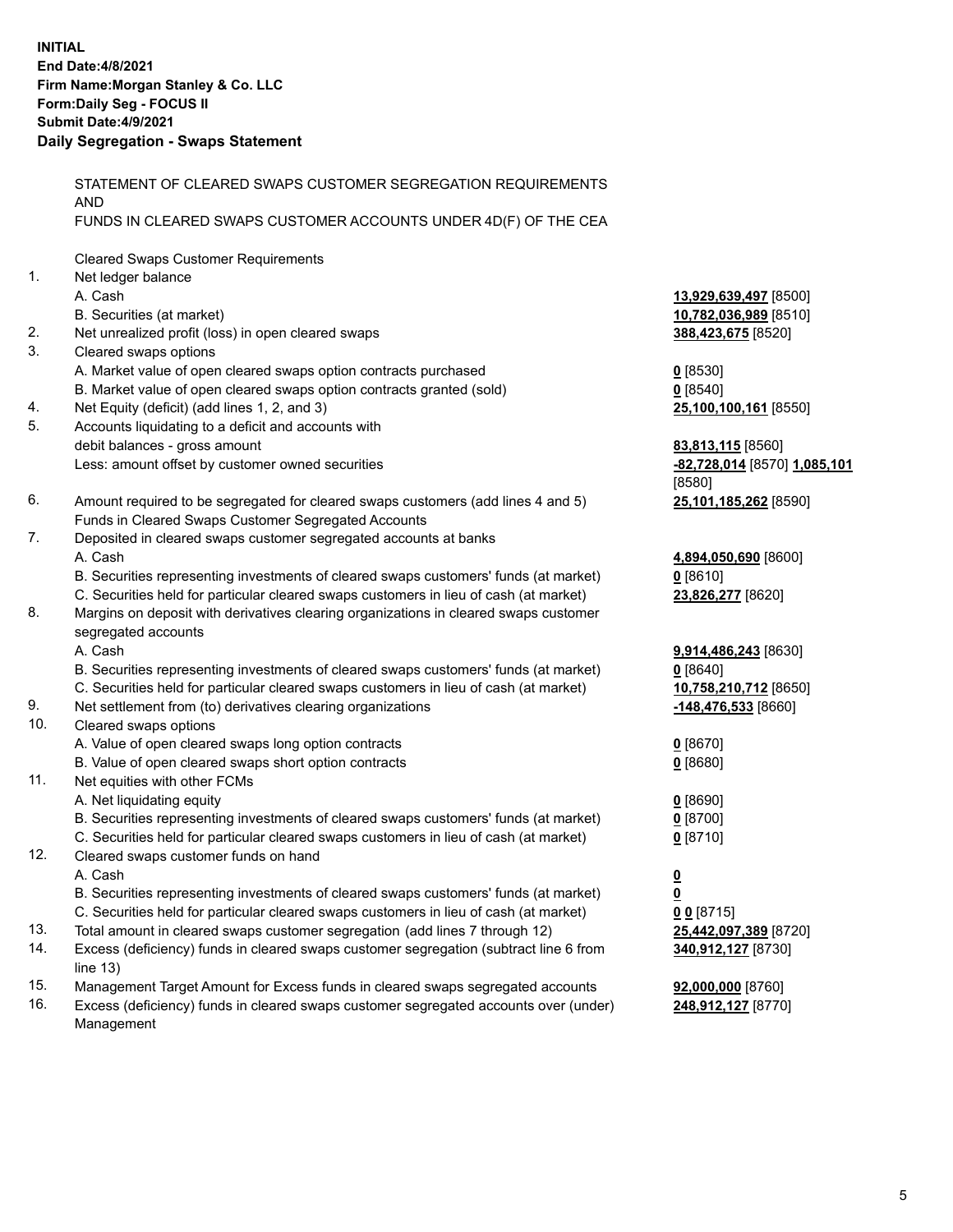**INITIAL**
**End Date:4/8/2021**
**Firm Name:Morgan Stanley & Co. LLC**
**Form:Daily Seg - FOCUS II**
**Submit Date:4/9/2021**
**Daily Segregation - Swaps Statement**

STATEMENT OF CLEARED SWAPS CUSTOMER SEGREGATION REQUIREMENTS AND FUNDS IN CLEARED SWAPS CUSTOMER ACCOUNTS UNDER 4D(F) OF THE CEA

| | | |
|---|---|---|
| | Cleared Swaps Customer Requirements | |
| 1. | Net ledger balance | |
| | A. Cash | **13,929,639,497** [8500] |
| | B. Securities (at market) | **10,782,036,989** [8510] |
| 2. | Net unrealized profit (loss) in open cleared swaps | **388,423,675** [8520] |
| 3. | Cleared swaps options | |
| | A. Market value of open cleared swaps option contracts purchased | **0** [8530] |
| | B. Market value of open cleared swaps option contracts granted (sold) | **0** [8540] |
| 4. | Net Equity (deficit) (add lines 1, 2, and 3) | **25,100,100,161** [8550] |
| 5. | Accounts liquidating to a deficit and accounts with debit balances - gross amount | **83,813,115** [8560] |
| | Less: amount offset by customer owned securities | **-82,728,014** [8570] **1,085,101** [8580] |
| 6. | Amount required to be segregated for cleared swaps customers (add lines 4 and 5) | **25,101,185,262** [8590] |
| | Funds in Cleared Swaps Customer Segregated Accounts | |
| 7. | Deposited in cleared swaps customer segregated accounts at banks | |
| | A. Cash | **4,894,050,690** [8600] |
| | B. Securities representing investments of cleared swaps customers' funds (at market) | **0** [8610] |
| | C. Securities held for particular cleared swaps customers in lieu of cash (at market) | **23,826,277** [8620] |
| 8. | Margins on deposit with derivatives clearing organizations in cleared swaps customer segregated accounts | |
| | A. Cash | **9,914,486,243** [8630] |
| | B. Securities representing investments of cleared swaps customers' funds (at market) | **0** [8640] |
| | C. Securities held for particular cleared swaps customers in lieu of cash (at market) | **10,758,210,712** [8650] |
| 9. | Net settlement from (to) derivatives clearing organizations | **-148,476,533** [8660] |
| 10. | Cleared swaps options | |
| | A. Value of open cleared swaps long option contracts | **0** [8670] |
| | B. Value of open cleared swaps short option contracts | **0** [8680] |
| 11. | Net equities with other FCMs | |
| | A. Net liquidating equity | **0** [8690] |
| | B. Securities representing investments of cleared swaps customers' funds (at market) | **0** [8700] |
| | C. Securities held for particular cleared swaps customers in lieu of cash (at market) | **0** [8710] |
| 12. | Cleared swaps customer funds on hand | |
| | A. Cash | **0** |
| | B. Securities representing investments of cleared swaps customers' funds (at market) | **0** |
| | C. Securities held for particular cleared swaps customers in lieu of cash (at market) | **0** **0** [8715] |
| 13. | Total amount in cleared swaps customer segregation (add lines 7 through 12) | **25,442,097,389** [8720] |
| 14. | Excess (deficiency) funds in cleared swaps customer segregation (subtract line 6 from line 13) | **340,912,127** [8730] |
| 15. | Management Target Amount for Excess funds in cleared swaps segregated accounts | **92,000,000** [8760] |
| 16. | Excess (deficiency) funds in cleared swaps customer segregated accounts over (under) Management | **248,912,127** [8770] |